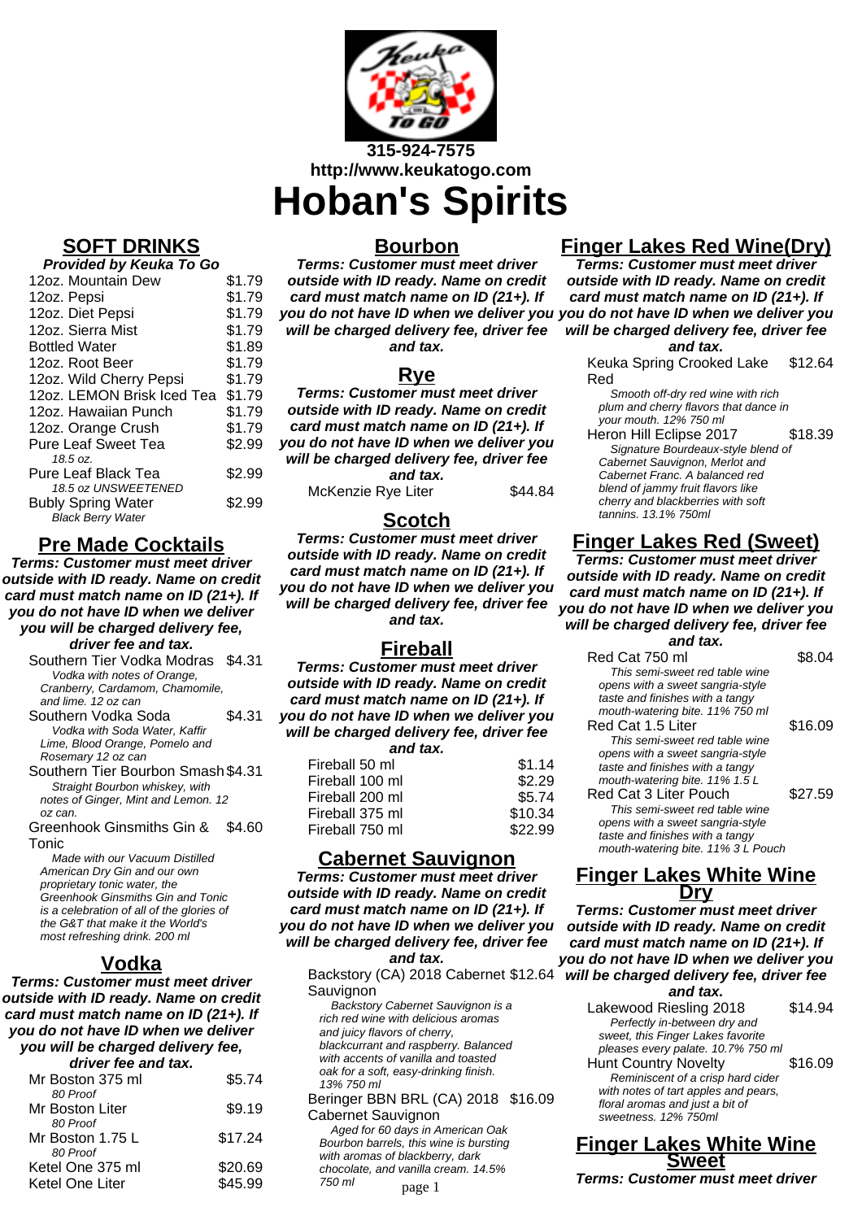315-924-7575
http://www.keukatogo.com

# Hoban's Spirits

## SOFT DRINKS

**Provided by Keuka To Go**

| Item | Price |
|---|---|
| 12oz. Mountain Dew | $1.79 |
| 12oz. Pepsi | $1.79 |
| 12oz. Diet Pepsi | $1.79 |
| 12oz. Sierra Mist | $1.79 |
| Bottled Water | $1.89 |
| 12oz. Root Beer | $1.79 |
| 12oz. Wild Cherry Pepsi | $1.79 |
| 12oz. LEMON Brisk Iced Tea | $1.79 |
| 12oz. Hawaiian Punch | $1.79 |
| 12oz. Orange Crush | $1.79 |
| Pure Leaf Sweet Tea *18.5 oz.* | $2.99 |
| Pure Leaf Black Tea *18.5 oz UNSWEETENED* | $2.99 |
| Bubly Spring Water *Black Berry Water* | $2.99 |

## Pre Made Cocktails

**Terms: Customer must meet driver outside with ID ready. Name on credit card must match name on ID (21+). If you do not have ID when we deliver you will be charged delivery fee, driver fee and tax.**

| Item | Price |
|---|---|
| Southern Tier Vodka Modras *Vodka with notes of Orange, Cranberry, Cardamom, Chamomile, and lime. 12 oz can* | $4.31 |
| Southern Vodka Soda *Vodka with Soda Water, Kaffir Lime, Blood Orange, Pomelo and Rosemary 12 oz can* | $4.31 |
| Southern Tier Bourbon Smash *Straight Bourbon whiskey, with notes of Ginger, Mint and Lemon. 12 oz can.* | $4.31 |
| Greenhook Ginsmiths Gin & Tonic *Made with our Vacuum Distilled American Dry Gin and our own proprietary tonic water, the Greenhook Ginsmiths Gin and Tonic is a celebration of all of the glories of the G&T that make it the World's most refreshing drink. 200 ml* | $4.60 |

## Vodka

**Terms: Customer must meet driver outside with ID ready. Name on credit card must match name on ID (21+). If you do not have ID when we deliver you will be charged delivery fee, driver fee and tax.**

| Item | Price |
|---|---|
| Mr Boston 375 ml *80 Proof* | $5.74 |
| Mr Boston Liter *80 Proof* | $9.19 |
| Mr Boston 1.75 L *80 Proof* | $17.24 |
| Ketel One 375 ml | $20.69 |
| Ketel One Liter | $45.99 |

## Bourbon

**Terms: Customer must meet driver outside with ID ready. Name on credit card must match name on ID (21+). If you do not have ID when we deliver you will be charged delivery fee, driver fee and tax.**

## Rye

**Terms: Customer must meet driver outside with ID ready. Name on credit card must match name on ID (21+). If you do not have ID when we deliver you will be charged delivery fee, driver fee and tax.**

| Item | Price |
|---|---|
| McKenzie Rye Liter | $44.84 |

## Scotch

**Terms: Customer must meet driver outside with ID ready. Name on credit card must match name on ID (21+). If you do not have ID when we deliver you will be charged delivery fee, driver fee and tax.**

## Fireball

**Terms: Customer must meet driver outside with ID ready. Name on credit card must match name on ID (21+). If you do not have ID when we deliver you will be charged delivery fee, driver fee and tax.**

| Item | Price |
|---|---|
| Fireball 50 ml | $1.14 |
| Fireball 100 ml | $2.29 |
| Fireball 200 ml | $5.74 |
| Fireball 375 ml | $10.34 |
| Fireball 750 ml | $22.99 |

## Cabernet Sauvignon

**Terms: Customer must meet driver outside with ID ready. Name on credit card must match name on ID (21+). If you do not have ID when we deliver you will be charged delivery fee, driver fee and tax.**

| Item | Price |
|---|---|
| Backstory (CA) 2018 Cabernet Sauvignon *Backstory Cabernet Sauvignon is a rich red wine with delicious aromas and juicy flavors of cherry, blackcurrant and raspberry. Balanced with accents of vanilla and toasted oak for a soft, easy-drinking finish. 13% 750 ml* | $12.64 |
| Beringer BBN BRL (CA) 2018 Cabernet Sauvignon *Aged for 60 days in American Oak Bourbon barrels, this wine is bursting with aromas of blackberry, dark chocolate, and vanilla cream. 14.5% 750 ml* | $16.09 |

## Finger Lakes Red Wine(Dry)

**Terms: Customer must meet driver outside with ID ready. Name on credit card must match name on ID (21+). If you do not have ID when we deliver you will be charged delivery fee, driver fee and tax.**

| Item | Price |
|---|---|
| Keuka Spring Crooked Lake Red *Smooth off-dry red wine with rich plum and cherry flavors that dance in your mouth. 12% 750 ml* | $12.64 |
| Heron Hill Eclipse 2017 *Signature Bourdeaux-style blend of Cabernet Sauvignon, Merlot and Cabernet Franc. A balanced red blend of jammy fruit flavors like cherry and blackberries with soft tannins. 13.1% 750ml* | $18.39 |

## Finger Lakes Red (Sweet)

**Terms: Customer must meet driver outside with ID ready. Name on credit card must match name on ID (21+). If you do not have ID when we deliver you will be charged delivery fee, driver fee and tax.**

| Item | Price |
|---|---|
| Red Cat 750 ml *This semi-sweet red table wine opens with a sweet sangria-style taste and finishes with a tangy mouth-watering bite. 11% 750 ml* | $8.04 |
| Red Cat 1.5 Liter *This semi-sweet red table wine opens with a sweet sangria-style taste and finishes with a tangy mouth-watering bite. 11% 1.5 L* | $16.09 |
| Red Cat 3 Liter Pouch *This semi-sweet red table wine opens with a sweet sangria-style taste and finishes with a tangy mouth-watering bite. 11% 3 L Pouch* | $27.59 |

## Finger Lakes White Wine Dry

**Terms: Customer must meet driver outside with ID ready. Name on credit card must match name on ID (21+). If you do not have ID when we deliver you will be charged delivery fee, driver fee and tax.**

| Item | Price |
|---|---|
| Lakewood Riesling 2018 *Perfectly in-between dry and sweet, this Finger Lakes favorite pleases every palate. 10.7% 750 ml* | $14.94 |
| Hunt Country Novelty *Reminiscent of a crisp hard cider with notes of tart apples and pears, floral aromas and just a bit of sweetness. 12% 750ml* | $16.09 |

## Finger Lakes White Wine Sweet

**Terms: Customer must meet driver**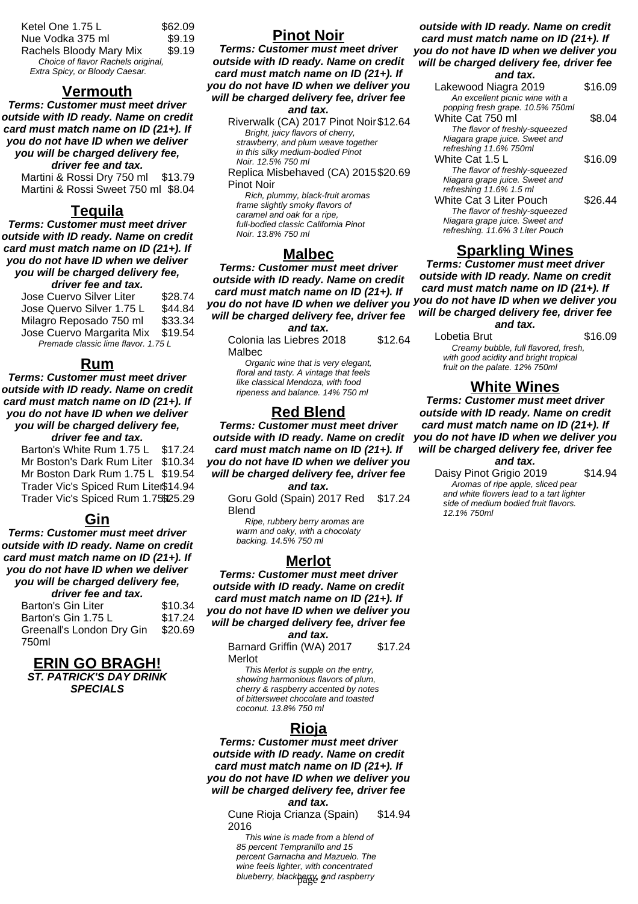| | |
|---|---|
| Ketel One 1.75 L | $62.09 |
| Nue Vodka 375 ml | $9.19 |
| Rachels Bloody Mary Mix | $9.19 |

*Choice of flavor Rachels original, Extra Spicy, or Bloody Caesar.*

## Vermouth

***Terms: Customer must meet driver outside with ID ready. Name on credit card must match name on ID (21+). If you do not have ID when we deliver you will be charged delivery fee, driver fee and tax.***

| | |
|---|---|
| Martini & Rossi Dry 750 ml | $13.79 |
| Martini & Rossi Sweet 750 ml | $8.04 |

## Tequila

***Terms: Customer must meet driver outside with ID ready. Name on credit card must match name on ID (21+). If you do not have ID when we deliver you will be charged delivery fee, driver fee and tax.***

| | |
|---|---|
| Jose Cuervo Silver Liter | $28.74 |
| Jose Quervo Silver 1.75 L | $44.84 |
| Milagro Reposado 750 ml | $33.34 |
| Jose Cuervo Margarita Mix | $19.54 |

*Premade classic lime flavor. 1.75 L*

## Rum

***Terms: Customer must meet driver outside with ID ready. Name on credit card must match name on ID (21+). If you do not have ID when we deliver you will be charged delivery fee, driver fee and tax.***

| | |
|---|---|
| Barton's White Rum 1.75 L | $17.24 |
| Mr Boston's Dark Rum Liter | $10.34 |
| Mr Boston Dark Rum 1.75 L | $19.54 |
| Trader Vic's Spiced Rum Liter | $14.94 |
| Trader Vic's Spiced Rum 1.75L | $25.29 |

## Gin

***Terms: Customer must meet driver outside with ID ready. Name on credit card must match name on ID (21+). If you do not have ID when we deliver you will be charged delivery fee, driver fee and tax.***

| | |
|---|---|
| Barton's Gin Liter | $10.34 |
| Barton's Gin 1.75 L | $17.24 |
| Greenall's London Dry Gin 750ml | $20.69 |

## ERIN GO BRAGH!

***ST. PATRICK'S DAY DRINK SPECIALS***

## Pinot Noir

***Terms: Customer must meet driver outside with ID ready. Name on credit card must match name on ID (21+). If you do not have ID when we deliver you will be charged delivery fee, driver fee and tax.***

| | |
|---|---|
| Riverwalk (CA) 2017 Pinot Noir | $12.64 |

*Bright, juicy flavors of cherry, strawberry, and plum weave together in this silky medium-bodied Pinot Noir. 12.5% 750 ml*

| | |
|---|---|
| Replica Misbehaved (CA) 2015 Pinot Noir | $20.69 |

*Rich, plummy, black-fruit aromas frame slightly smoky flavors of caramel and oak for a ripe, full-bodied classic California Pinot Noir. 13.8% 750 ml*

## Malbec

***Terms: Customer must meet driver outside with ID ready. Name on credit card must match name on ID (21+). If you do not have ID when we deliver you will be charged delivery fee, driver fee and tax.***

| | |
|---|---|
| Colonia las Liebres 2018 Malbec | $12.64 |

*Organic wine that is very elegant, floral and tasty. A vintage that feels like classical Mendoza, with food ripeness and balance. 14% 750 ml*

## Red Blend

***Terms: Customer must meet driver outside with ID ready. Name on credit card must match name on ID (21+). If you do not have ID when we deliver you will be charged delivery fee, driver fee and tax.***

| | |
|---|---|
| Goru Gold (Spain) 2017 Red Blend | $17.24 |

*Ripe, rubbery berry aromas are warm and oaky, with a chocolaty backing. 14.5% 750 ml*

## Merlot

***Terms: Customer must meet driver outside with ID ready. Name on credit card must match name on ID (21+). If you do not have ID when we deliver you will be charged delivery fee, driver fee and tax.***

| | |
|---|---|
| Barnard Griffin (WA) 2017 Merlot | $17.24 |

*This Merlot is supple on the entry, showing harmonious flavors of plum, cherry & raspberry accented by notes of bittersweet chocolate and toasted coconut. 13.8% 750 ml*

## Rioja

***Terms: Customer must meet driver outside with ID ready. Name on credit card must match name on ID (21+). If you do not have ID when we deliver you will be charged delivery fee, driver fee and tax.***

| | |
|---|---|
| Cune Rioja Crianza (Spain) 2016 | $14.94 |

*This wine is made from a blend of 85 percent Tempranillo and 15 percent Garnacha and Mazuelo. The wine feels lighter, with concentrated blueberry, blackberry, and raspberry*

***outside with ID ready. Name on credit card must match name on ID (21+). If you do not have ID when we deliver you will be charged delivery fee, driver fee and tax.***

| | |
|---|---|
| Lakewood Niagra 2019 | $16.09 |

*An excellent picnic wine with a popping fresh grape. 10.5% 750ml*

| | |
|---|---|
| White Cat 750 ml | $8.04 |

*The flavor of freshly-squeezed Niagara grape juice. Sweet and refreshing 11.6% 750ml*

| | |
|---|---|
| White Cat 1.5 L | $16.09 |

*The flavor of freshly-squeezed Niagara grape juice. Sweet and refreshing 11.6% 1.5 ml*

| | |
|---|---|
| White Cat 3 Liter Pouch | $26.44 |

*The flavor of freshly-squeezed Niagara grape juice. Sweet and refreshing. 11.6% 3 Liter Pouch*

## Sparkling Wines

***Terms: Customer must meet driver outside with ID ready. Name on credit card must match name on ID (21+). If you do not have ID when we deliver you will be charged delivery fee, driver fee and tax.***

| | |
|---|---|
| Lobetia Brut | $16.09 |

*Creamy bubble, full flavored, fresh, with good acidity and bright tropical fruit on the palate. 12% 750ml*

## White Wines

***Terms: Customer must meet driver outside with ID ready. Name on credit card must match name on ID (21+). If you do not have ID when we deliver you will be charged delivery fee, driver fee and tax.***

| | |
|---|---|
| Daisy Pinot Grigio 2019 | $14.94 |

*Aromas of ripe apple, sliced pear and white flowers lead to a tart lighter side of medium bodied fruit flavors. 12.1% 750ml*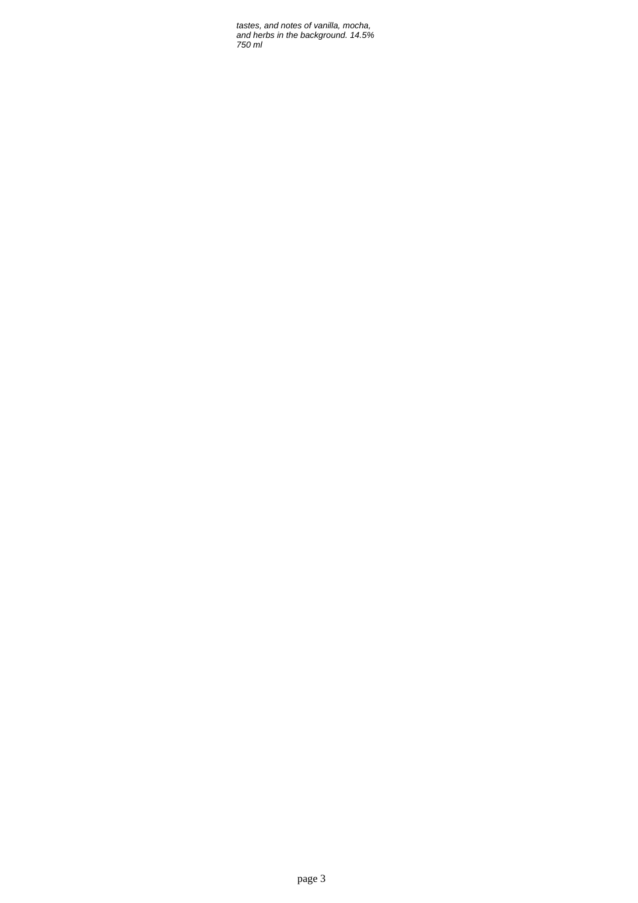*tastes, and notes of vanilla, mocha, and herbs in the background. 14.5% 750 ml*